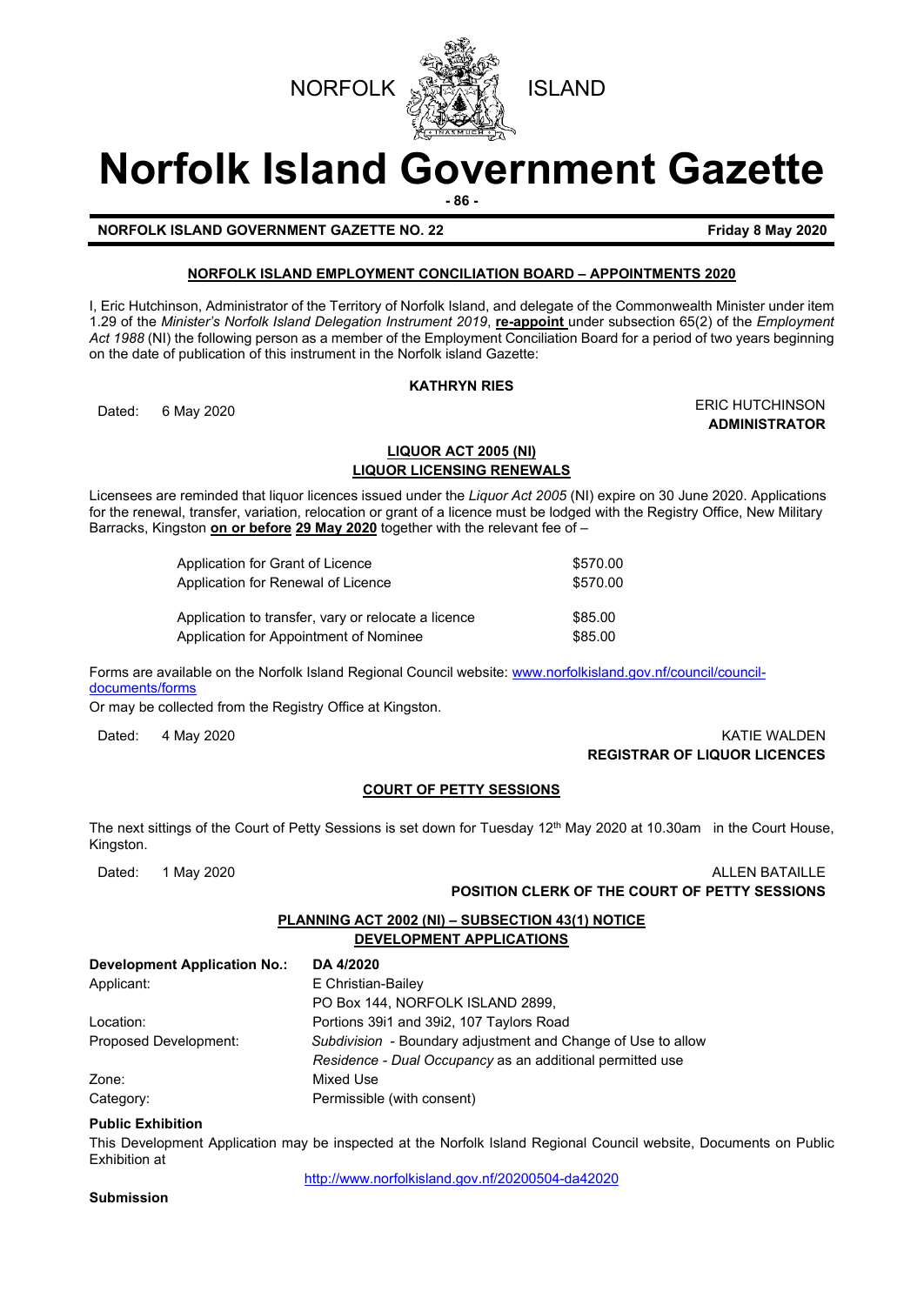NORFOLK ISLAND

# Norfolk Island Government Gazette

**NORFOLK ISLAND GOVERNMENT GAZETTE NO. 22** **Friday 8 May 2020**

## NORFOLK ISLAND EMPLOYMENT CONCILIATION BOARD – APPOINTMENTS 2020

I, Eric Hutchinson, Administrator of the Territory of Norfolk Island, and delegate of the Commonwealth Minister under item 1.29 of the *Minister's Norfolk Island Delegation Instrument 2019*, **re-appoint** under subsection 65(2) of the *Employment Act 1988* (NI) the following person as a member of the Employment Conciliation Board for a period of two years beginning on the date of publication of this instrument in the Norfolk island Gazette:

**KATHRYN RIES**

Dated: 6 May 2020

ERIC HUTCHINSON
**ADMINISTRATOR**

## LIQUOR ACT 2005 (NI)
## LIQUOR LICENSING RENEWALS

Licensees are reminded that liquor licences issued under the *Liquor Act 2005* (NI) expire on 30 June 2020. Applications for the renewal, transfer, variation, relocation or grant of a licence must be lodged with the Registry Office, New Military Barracks, Kingston **on or before 29 May 2020** together with the relevant fee of –

| | |
|---|---|
| Application for Grant of Licence | $570.00 |
| Application for Renewal of Licence | $570.00 |
| Application to transfer, vary or relocate a licence | $85.00 |
| Application for Appointment of Nominee | $85.00 |

Forms are available on the Norfolk Island Regional Council website: www.norfolkisland.gov.nf/council/council-documents/forms

Or may be collected from the Registry Office at Kingston.

Dated: 4 May 2020

KATIE WALDEN
**REGISTRAR OF LIQUOR LICENCES**

## COURT OF PETTY SESSIONS

The next sittings of the Court of Petty Sessions is set down for Tuesday 12th May 2020 at 10.30am in the Court House, Kingston.

Dated: 1 May 2020

ALLEN BATAILLE
**POSITION CLERK OF THE COURT OF PETTY SESSIONS**

## PLANNING ACT 2002 (NI) – SUBSECTION 43(1) NOTICE
## DEVELOPMENT APPLICATIONS

| | |
|---|---|
| **Development Application No.:** | **DA 4/2020** |
| Applicant: | E Christian-Bailey<br>PO Box 144, NORFOLK ISLAND 2899, |
| Location: | Portions 39i1 and 39i2, 107 Taylors Road |
| Proposed Development: | *Subdivision* - Boundary adjustment and Change of Use to allow *Residence - Dual Occupancy* as an additional permitted use |
| Zone: | Mixed Use |
| Category: | Permissible (with consent) |

**Public Exhibition**

This Development Application may be inspected at the Norfolk Island Regional Council website, Documents on Public Exhibition at

http://www.norfolkisland.gov.nf/20200504-da42020

**Submission**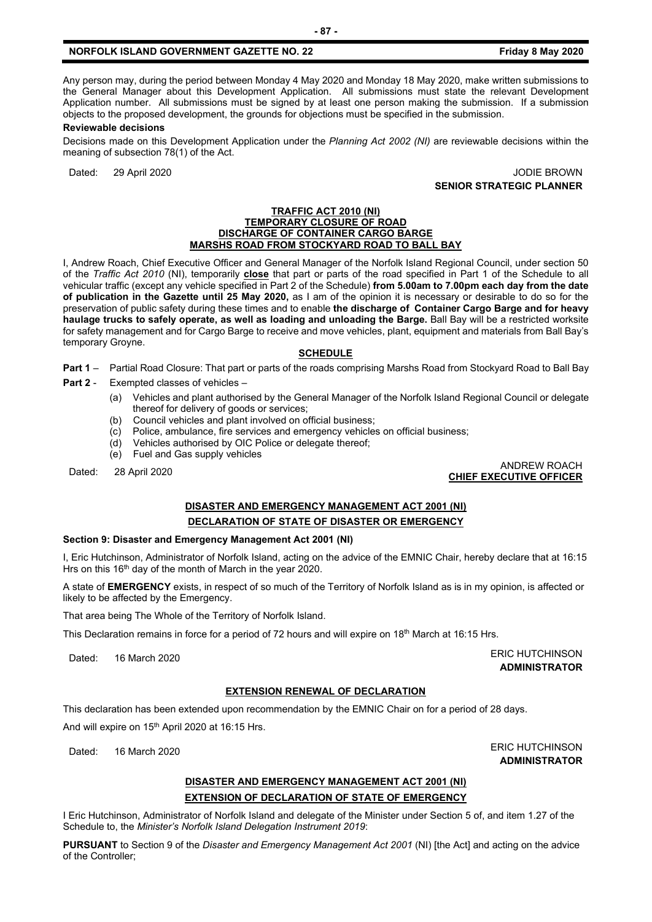Any person may, during the period between Monday 4 May 2020 and Monday 18 May 2020, make written submissions to the General Manager about this Development Application. All submissions must state the relevant Development Application number. All submissions must be signed by at least one person making the submission. If a submission objects to the proposed development, the grounds for objections must be specified in the submission.

**Reviewable decisions**

Decisions made on this Development Application under the *Planning Act 2002 (NI)* are reviewable decisions within the meaning of subsection 78(1) of the Act.

Dated: 29 April 2020

JODIE BROWN
**SENIOR STRATEGIC PLANNER**

**TRAFFIC ACT 2010 (NI)**
**TEMPORARY CLOSURE OF ROAD**
**DISCHARGE OF CONTAINER CARGO BARGE**
**MARSHS ROAD FROM STOCKYARD ROAD TO BALL BAY**

I, Andrew Roach, Chief Executive Officer and General Manager of the Norfolk Island Regional Council, under section 50 of the *Traffic Act 2010* (NI), temporarily **close** that part or parts of the road specified in Part 1 of the Schedule to all vehicular traffic (except any vehicle specified in Part 2 of the Schedule) **from 5.00am to 7.00pm each day from the date of publication in the Gazette until 25 May 2020,** as I am of the opinion it is necessary or desirable to do so for the preservation of public safety during these times and to enable **the discharge of Container Cargo Barge and for heavy haulage trucks to safely operate, as well as loading and unloading the Barge.** Ball Bay will be a restricted worksite for safety management and for Cargo Barge to receive and move vehicles, plant, equipment and materials from Ball Bay's temporary Groyne.

**SCHEDULE**

**Part 1** – Partial Road Closure: That part or parts of the roads comprising Marshs Road from Stockyard Road to Ball Bay

**Part 2** - Exempted classes of vehicles –

(a) Vehicles and plant authorised by the General Manager of the Norfolk Island Regional Council or delegate thereof for delivery of goods or services;
(b) Council vehicles and plant involved on official business;
(c) Police, ambulance, fire services and emergency vehicles on official business;
(d) Vehicles authorised by OIC Police or delegate thereof;
(e) Fuel and Gas supply vehicles

Dated: 28 April 2020

ANDREW ROACH
**CHIEF EXECUTIVE OFFICER**

**DISASTER AND EMERGENCY MANAGEMENT ACT 2001 (NI)**
**DECLARATION OF STATE OF DISASTER OR EMERGENCY**

**Section 9: Disaster and Emergency Management Act 2001 (NI)**

I, Eric Hutchinson, Administrator of Norfolk Island, acting on the advice of the EMNIC Chair, hereby declare that at 16:15 Hrs on this 16th day of the month of March in the year 2020.

A state of **EMERGENCY** exists, in respect of so much of the Territory of Norfolk Island as is in my opinion, is affected or likely to be affected by the Emergency.

That area being The Whole of the Territory of Norfolk Island.

This Declaration remains in force for a period of 72 hours and will expire on 18th March at 16:15 Hrs.

Dated: 16 March 2020

ERIC HUTCHINSON
**ADMINISTRATOR**

**EXTENSION RENEWAL OF DECLARATION**

This declaration has been extended upon recommendation by the EMNIC Chair on for a period of 28 days.

And will expire on 15th April 2020 at 16:15 Hrs.

Dated: 16 March 2020

ERIC HUTCHINSON
**ADMINISTRATOR**

**DISASTER AND EMERGENCY MANAGEMENT ACT 2001 (NI)**
**EXTENSION OF DECLARATION OF STATE OF EMERGENCY**

I Eric Hutchinson, Administrator of Norfolk Island and delegate of the Minister under Section 5 of, and item 1.27 of the Schedule to, the *Minister's Norfolk Island Delegation Instrument 2019*:

**PURSUANT** to Section 9 of the *Disaster and Emergency Management Act 2001* (NI) [the Act] and acting on the advice of the Controller;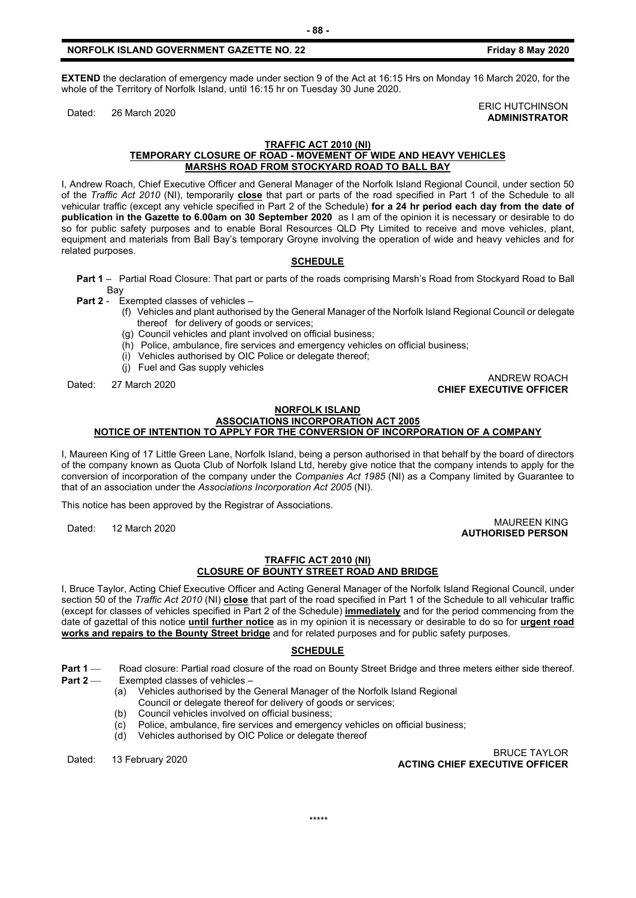**EXTEND** the declaration of emergency made under section 9 of the Act at 16:15 Hrs on Monday 16 March 2020, for the whole of the Territory of Norfolk Island, until 16:15 hr on Tuesday 30 June 2020.

Dated: 26 March 2020

ERIC HUTCHINSON
**ADMINISTRATOR**

**TRAFFIC ACT 2010 (NI)**
**TEMPORARY CLOSURE OF ROAD - MOVEMENT OF WIDE AND HEAVY VEHICLES**
**MARSHS ROAD FROM STOCKYARD ROAD TO BALL BAY**

I, Andrew Roach, Chief Executive Officer and General Manager of the Norfolk Island Regional Council, under section 50 of the *Traffic Act 2010* (NI), temporarily **close** that part or parts of the road specified in Part 1 of the Schedule to all vehicular traffic (except any vehicle specified in Part 2 of the Schedule) **for a 24 hr period each day from the date of publication in the Gazette to 6.00am on 30 September 2020** as I am of the opinion it is necessary or desirable to do so for public safety purposes and to enable Boral Resources QLD Pty Limited to receive and move vehicles, plant, equipment and materials from Ball Bay's temporary Groyne involving the operation of wide and heavy vehicles and for related purposes.

**SCHEDULE**

**Part 1** – Partial Road Closure: That part or parts of the roads comprising Marsh's Road from Stockyard Road to Ball Bay

**Part 2** - Exempted classes of vehicles –

(f) Vehicles and plant authorised by the General Manager of the Norfolk Island Regional Council or delegate thereof for delivery of goods or services;
(g) Council vehicles and plant involved on official business;
(h) Police, ambulance, fire services and emergency vehicles on official business;
(i) Vehicles authorised by OIC Police or delegate thereof;
(j) Fuel and Gas supply vehicles

Dated: 27 March 2020

ANDREW ROACH
**CHIEF EXECUTIVE OFFICER**

**NORFOLK ISLAND**
**ASSOCIATIONS INCORPORATION ACT 2005**
**NOTICE OF INTENTION TO APPLY FOR THE CONVERSION OF INCORPORATION OF A COMPANY**

I, Maureen King of 17 Little Green Lane, Norfolk Island, being a person authorised in that behalf by the board of directors of the company known as Quota Club of Norfolk Island Ltd, hereby give notice that the company intends to apply for the conversion of incorporation of the company under the *Companies Act 1985* (NI) as a Company limited by Guarantee to that of an association under the *Associations Incorporation Act 2005* (NI).

This notice has been approved by the Registrar of Associations.

Dated: 12 March 2020

MAUREEN KING
**AUTHORISED PERSON**

**TRAFFIC ACT 2010 (NI)**
**CLOSURE OF BOUNTY STREET ROAD AND BRIDGE**

I, Bruce Taylor, Acting Chief Executive Officer and Acting General Manager of the Norfolk Island Regional Council, under section 50 of the *Traffic Act 2010* (NI) **close** that part of the road specified in Part 1 of the Schedule to all vehicular traffic (except for classes of vehicles specified in Part 2 of the Schedule) **immediately** and for the period commencing from the date of gazettal of this notice **until further notice** as in my opinion it is necessary or desirable to do so for **urgent road works and repairs to the Bounty Street bridge** and for related purposes and for public safety purposes.

**SCHEDULE**

**Part 1** — Road closure: Partial road closure of the road on Bounty Street Bridge and three meters either side thereof.

**Part 2** — Exempted classes of vehicles –

(a) Vehicles authorised by the General Manager of the Norfolk Island Regional Council or delegate thereof for delivery of goods or services;
(b) Council vehicles involved on official business;
(c) Police, ambulance, fire services and emergency vehicles on official business;
(d) Vehicles authorised by OIC Police or delegate thereof

Dated: 13 February 2020

BRUCE TAYLOR
**ACTING CHIEF EXECUTIVE OFFICER**

\*\*\*\*\*